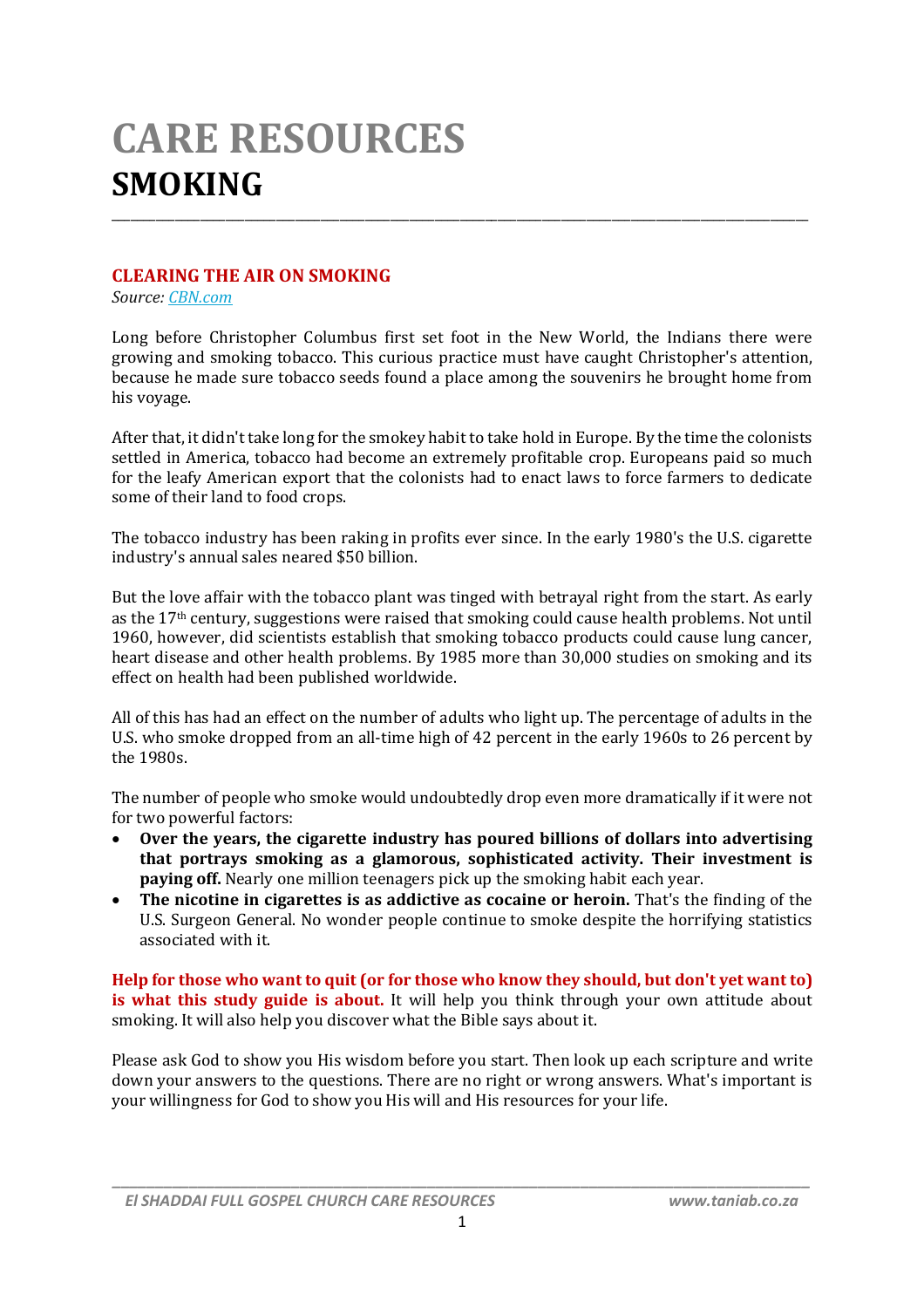# CARE RESOURCES

## SMOKING

### CLEARING THE AIR ON SMOKING

*Source: CBN.com*

Long before Christopher Columbus first set foot in the New World, the Indians there were growing and smoking tobacco. This curious practice must have caught Christopher's attention, because he made sure tobacco seeds found a place among the souvenirs he brought home from his voyage.

After that, it didn't take long for the smokey habit to take hold in Europe. By the time the colonists settled in America, tobacco had become an extremely profitable crop. Europeans paid so much for the leafy American export that the colonists had to enact laws to force farmers to dedicate some of their land to food crops.

The tobacco industry has been raking in profits ever since. In the early 1980's the U.S. cigarette industry's annual sales neared $50 billion.

But the love affair with the tobacco plant was tinged with betrayal right from the start. As early as the 17th century, suggestions were raised that smoking could cause health problems. Not until 1960, however, did scientists establish that smoking tobacco products could cause lung cancer, heart disease and other health problems. By 1985 more than 30,000 studies on smoking and its effect on health had been published worldwide.

All of this has had an effect on the number of adults who light up. The percentage of adults in the U.S. who smoke dropped from an all-time high of 42 percent in the early 1960s to 26 percent by the 1980s.

The number of people who smoke would undoubtedly drop even more dramatically if it were not for two powerful factors:

- **Over the years, the cigarette industry has poured billions of dollars into advertising that portrays smoking as a glamorous, sophisticated activity. Their investment is paying off.** Nearly one million teenagers pick up the smoking habit each year.
- **The nicotine in cigarettes is as addictive as cocaine or heroin.** That's the finding of the U.S. Surgeon General. No wonder people continue to smoke despite the horrifying statistics associated with it.

**Help for those who want to quit (or for those who know they should, but don't yet want to) is what this study guide is about.** It will help you think through your own attitude about smoking. It will also help you discover what the Bible says about it.

Please ask God to show you His wisdom before you start. Then look up each scripture and write down your answers to the questions. There are no right or wrong answers. What's important is your willingness for God to show you His will and His resources for your life.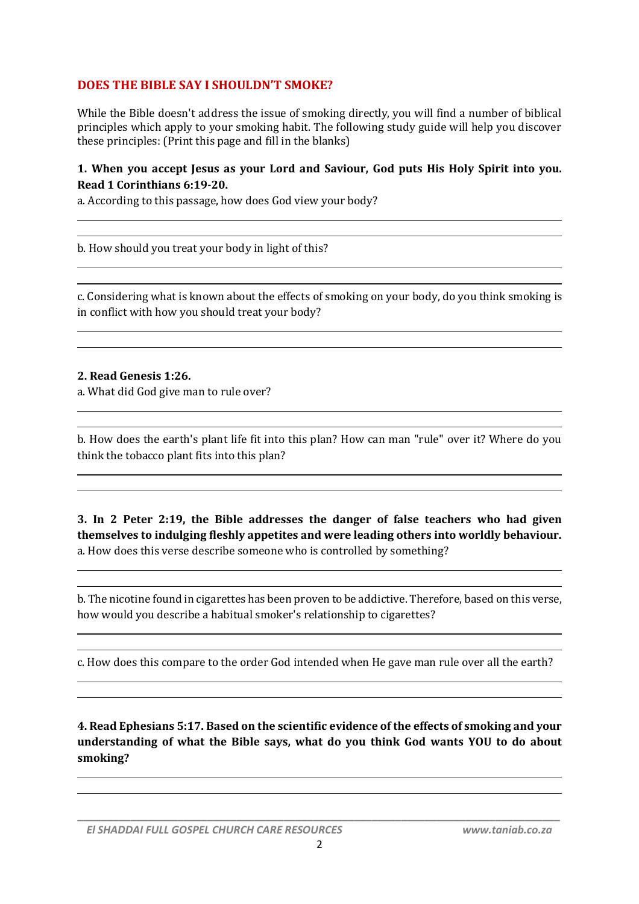## DOES THE BIBLE SAY I SHOULDN'T SMOKE?

While the Bible doesn't address the issue of smoking directly, you will find a number of biblical principles which apply to your smoking habit. The following study guide will help you discover these principles: (Print this page and fill in the blanks)

**1. When you accept Jesus as your Lord and Saviour, God puts His Holy Spirit into you. Read 1 Corinthians 6:19-20.**

a. According to this passage, how does God view your body?

\_\_\_\_\_\_\_\_\_\_\_\_\_\_\_\_\_\_\_\_\_\_\_\_\_\_\_\_\_\_\_\_\_\_\_\_\_\_\_\_\_\_\_\_\_\_\_\_\_\_\_\_\_\_\_\_\_\_\_\_\_\_\_\_\_\_\_\_\_\_\_\_

\_\_\_\_\_\_\_\_\_\_\_\_\_\_\_\_\_\_\_\_\_\_\_\_\_\_\_\_\_\_\_\_\_\_\_\_\_\_\_\_\_\_\_\_\_\_\_\_\_\_\_\_\_\_\_\_\_\_\_\_\_\_\_\_\_\_\_\_\_\_\_\_

b. How should you treat your body in light of this?

\_\_\_\_\_\_\_\_\_\_\_\_\_\_\_\_\_\_\_\_\_\_\_\_\_\_\_\_\_\_\_\_\_\_\_\_\_\_\_\_\_\_\_\_\_\_\_\_\_\_\_\_\_\_\_\_\_\_\_\_\_\_\_\_\_\_\_\_\_\_\_\_

\_\_\_\_\_\_\_\_\_\_\_\_\_\_\_\_\_\_\_\_\_\_\_\_\_\_\_\_\_\_\_\_\_\_\_\_\_\_\_\_\_\_\_\_\_\_\_\_\_\_\_\_\_\_\_\_\_\_\_\_\_\_\_\_\_\_\_\_\_\_\_\_

c. Considering what is known about the effects of smoking on your body, do you think smoking is in conflict with how you should treat your body?

\_\_\_\_\_\_\_\_\_\_\_\_\_\_\_\_\_\_\_\_\_\_\_\_\_\_\_\_\_\_\_\_\_\_\_\_\_\_\_\_\_\_\_\_\_\_\_\_\_\_\_\_\_\_\_\_\_\_\_\_\_\_\_\_\_\_\_\_\_\_\_\_

\_\_\_\_\_\_\_\_\_\_\_\_\_\_\_\_\_\_\_\_\_\_\_\_\_\_\_\_\_\_\_\_\_\_\_\_\_\_\_\_\_\_\_\_\_\_\_\_\_\_\_\_\_\_\_\_\_\_\_\_\_\_\_\_\_\_\_\_\_\_\_\_

**2. Read Genesis 1:26.**

a. What did God give man to rule over?

\_\_\_\_\_\_\_\_\_\_\_\_\_\_\_\_\_\_\_\_\_\_\_\_\_\_\_\_\_\_\_\_\_\_\_\_\_\_\_\_\_\_\_\_\_\_\_\_\_\_\_\_\_\_\_\_\_\_\_\_\_\_\_\_\_\_\_\_\_\_\_\_

\_\_\_\_\_\_\_\_\_\_\_\_\_\_\_\_\_\_\_\_\_\_\_\_\_\_\_\_\_\_\_\_\_\_\_\_\_\_\_\_\_\_\_\_\_\_\_\_\_\_\_\_\_\_\_\_\_\_\_\_\_\_\_\_\_\_\_\_\_\_\_\_

b. How does the earth's plant life fit into this plan? How can man "rule" over it? Where do you think the tobacco plant fits into this plan?

\_\_\_\_\_\_\_\_\_\_\_\_\_\_\_\_\_\_\_\_\_\_\_\_\_\_\_\_\_\_\_\_\_\_\_\_\_\_\_\_\_\_\_\_\_\_\_\_\_\_\_\_\_\_\_\_\_\_\_\_\_\_\_\_\_\_\_\_\_\_\_\_

\_\_\_\_\_\_\_\_\_\_\_\_\_\_\_\_\_\_\_\_\_\_\_\_\_\_\_\_\_\_\_\_\_\_\_\_\_\_\_\_\_\_\_\_\_\_\_\_\_\_\_\_\_\_\_\_\_\_\_\_\_\_\_\_\_\_\_\_\_\_\_\_

**3. In 2 Peter 2:19, the Bible addresses the danger of false teachers who had given themselves to indulging fleshly appetites and were leading others into worldly behaviour.**

a. How does this verse describe someone who is controlled by something?

\_\_\_\_\_\_\_\_\_\_\_\_\_\_\_\_\_\_\_\_\_\_\_\_\_\_\_\_\_\_\_\_\_\_\_\_\_\_\_\_\_\_\_\_\_\_\_\_\_\_\_\_\_\_\_\_\_\_\_\_\_\_\_\_\_\_\_\_\_\_\_\_

\_\_\_\_\_\_\_\_\_\_\_\_\_\_\_\_\_\_\_\_\_\_\_\_\_\_\_\_\_\_\_\_\_\_\_\_\_\_\_\_\_\_\_\_\_\_\_\_\_\_\_\_\_\_\_\_\_\_\_\_\_\_\_\_\_\_\_\_\_\_\_\_

b. The nicotine found in cigarettes has been proven to be addictive. Therefore, based on this verse, how would you describe a habitual smoker's relationship to cigarettes?

\_\_\_\_\_\_\_\_\_\_\_\_\_\_\_\_\_\_\_\_\_\_\_\_\_\_\_\_\_\_\_\_\_\_\_\_\_\_\_\_\_\_\_\_\_\_\_\_\_\_\_\_\_\_\_\_\_\_\_\_\_\_\_\_\_\_\_\_\_\_\_\_

\_\_\_\_\_\_\_\_\_\_\_\_\_\_\_\_\_\_\_\_\_\_\_\_\_\_\_\_\_\_\_\_\_\_\_\_\_\_\_\_\_\_\_\_\_\_\_\_\_\_\_\_\_\_\_\_\_\_\_\_\_\_\_\_\_\_\_\_\_\_\_\_

c. How does this compare to the order God intended when He gave man rule over all the earth?

\_\_\_\_\_\_\_\_\_\_\_\_\_\_\_\_\_\_\_\_\_\_\_\_\_\_\_\_\_\_\_\_\_\_\_\_\_\_\_\_\_\_\_\_\_\_\_\_\_\_\_\_\_\_\_\_\_\_\_\_\_\_\_\_\_\_\_\_\_\_\_\_

\_\_\_\_\_\_\_\_\_\_\_\_\_\_\_\_\_\_\_\_\_\_\_\_\_\_\_\_\_\_\_\_\_\_\_\_\_\_\_\_\_\_\_\_\_\_\_\_\_\_\_\_\_\_\_\_\_\_\_\_\_\_\_\_\_\_\_\_\_\_\_\_

**4. Read Ephesians 5:17. Based on the scientific evidence of the effects of smoking and your understanding of what the Bible says, what do you think God wants YOU to do about smoking?**

\_\_\_\_\_\_\_\_\_\_\_\_\_\_\_\_\_\_\_\_\_\_\_\_\_\_\_\_\_\_\_\_\_\_\_\_\_\_\_\_\_\_\_\_\_\_\_\_\_\_\_\_\_\_\_\_\_\_\_\_\_\_\_\_\_\_\_\_\_\_\_\_

\_\_\_\_\_\_\_\_\_\_\_\_\_\_\_\_\_\_\_\_\_\_\_\_\_\_\_\_\_\_\_\_\_\_\_\_\_\_\_\_\_\_\_\_\_\_\_\_\_\_\_\_\_\_\_\_\_\_\_\_\_\_\_\_\_\_\_\_\_\_\_\_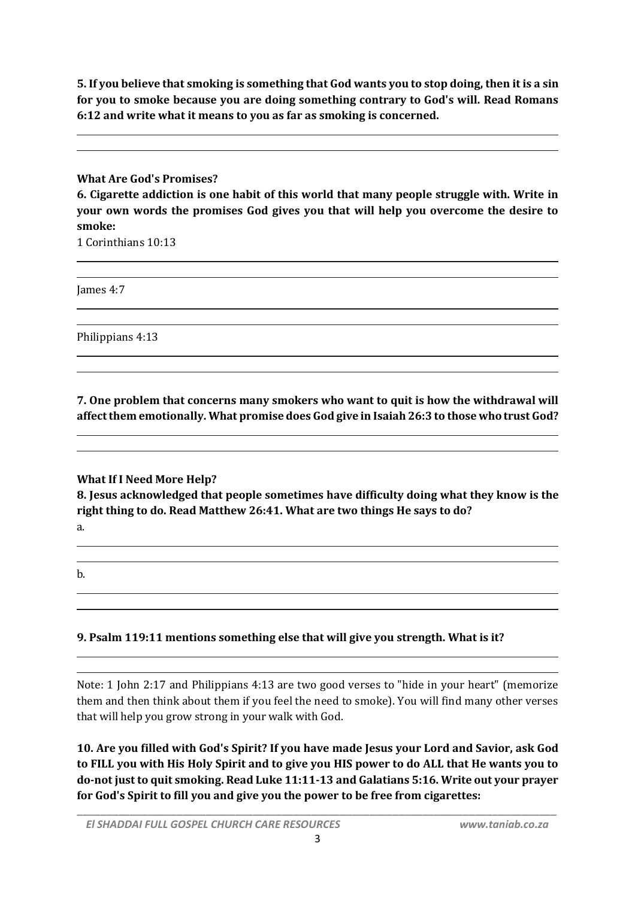**5. If you believe that smoking is something that God wants you to stop doing, then it is a sin for you to smoke because you are doing something contrary to God's will. Read Romans 6:12 and write what it means to you as far as smoking is concerned.**

**What Are God's Promises?**

**6. Cigarette addiction is one habit of this world that many people struggle with. Write in your own words the promises God gives you that will help you overcome the desire to smoke:**

1 Corinthians 10:13

James 4:7

Philippians 4:13

**7. One problem that concerns many smokers who want to quit is how the withdrawal will affect them emotionally. What promise does God give in Isaiah 26:3 to those who trust God?**

**What If I Need More Help?**

**8. Jesus acknowledged that people sometimes have difficulty doing what they know is the right thing to do. Read Matthew 26:41. What are two things He says to do?**

a.

b.

**9. Psalm 119:11 mentions something else that will give you strength. What is it?**

Note: 1 John 2:17 and Philippians 4:13 are two good verses to "hide in your heart" (memorize them and then think about them if you feel the need to smoke). You will find many other verses that will help you grow strong in your walk with God.

**10. Are you filled with God's Spirit? If you have made Jesus your Lord and Savior, ask God to FILL you with His Holy Spirit and to give you HIS power to do ALL that He wants you to do-not just to quit smoking. Read Luke 11:11-13 and Galatians 5:16. Write out your prayer for God's Spirit to fill you and give you the power to be free from cigarettes:**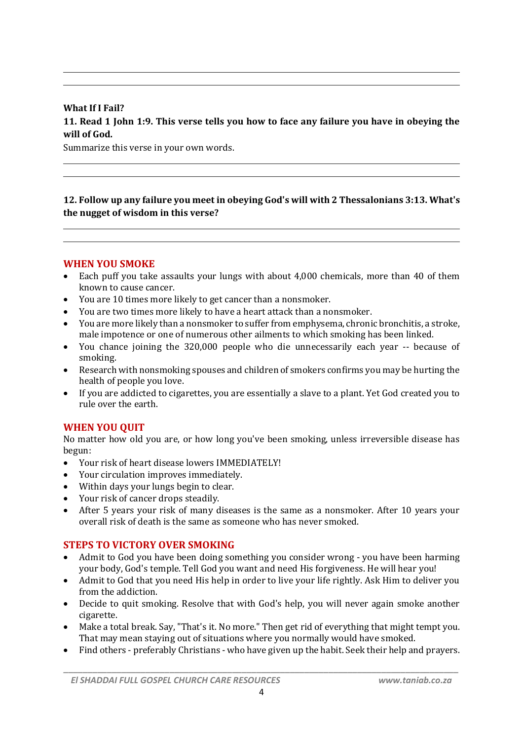**What If I Fail?**

**11. Read 1 John 1:9. This verse tells you how to face any failure you have in obeying the will of God.**

Summarize this verse in your own words.

**12. Follow up any failure you meet in obeying God's will with 2 Thessalonians 3:13. What's the nugget of wisdom in this verse?**

## WHEN YOU SMOKE

- Each puff you take assaults your lungs with about 4,000 chemicals, more than 40 of them known to cause cancer.
- You are 10 times more likely to get cancer than a nonsmoker.
- You are two times more likely to have a heart attack than a nonsmoker.
- You are more likely than a nonsmoker to suffer from emphysema, chronic bronchitis, a stroke, male impotence or one of numerous other ailments to which smoking has been linked.
- You chance joining the 320,000 people who die unnecessarily each year -- because of smoking.
- Research with nonsmoking spouses and children of smokers confirms you may be hurting the health of people you love.
- If you are addicted to cigarettes, you are essentially a slave to a plant. Yet God created you to rule over the earth.

## WHEN YOU QUIT

No matter how old you are, or how long you've been smoking, unless irreversible disease has begun:

- Your risk of heart disease lowers IMMEDIATELY!
- Your circulation improves immediately.
- Within days your lungs begin to clear.
- Your risk of cancer drops steadily.
- After 5 years your risk of many diseases is the same as a nonsmoker. After 10 years your overall risk of death is the same as someone who has never smoked.

## STEPS TO VICTORY OVER SMOKING

- Admit to God you have been doing something you consider wrong - you have been harming your body, God's temple. Tell God you want and need His forgiveness. He will hear you!
- Admit to God that you need His help in order to live your life rightly. Ask Him to deliver you from the addiction.
- Decide to quit smoking. Resolve that with God's help, you will never again smoke another cigarette.
- Make a total break. Say, "That's it. No more." Then get rid of everything that might tempt you. That may mean staying out of situations where you normally would have smoked.
- Find others - preferably Christians - who have given up the habit. Seek their help and prayers.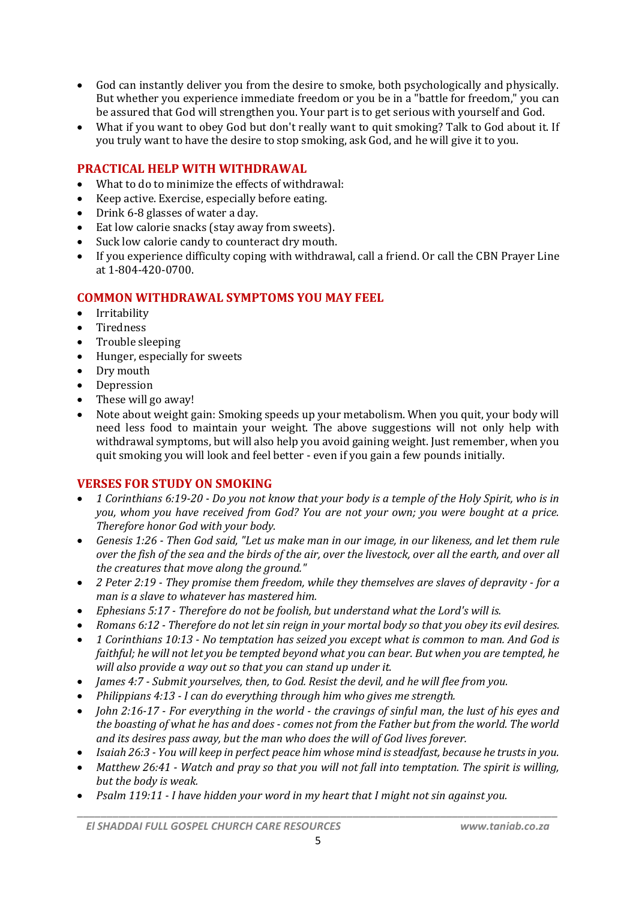- God can instantly deliver you from the desire to smoke, both psychologically and physically. But whether you experience immediate freedom or you be in a "battle for freedom," you can be assured that God will strengthen you. Your part is to get serious with yourself and God.
- What if you want to obey God but don't really want to quit smoking? Talk to God about it. If you truly want to have the desire to stop smoking, ask God, and he will give it to you.

## PRACTICAL HELP WITH WITHDRAWAL

- What to do to minimize the effects of withdrawal:
- Keep active. Exercise, especially before eating.
- Drink 6-8 glasses of water a day.
- Eat low calorie snacks (stay away from sweets).
- Suck low calorie candy to counteract dry mouth.
- If you experience difficulty coping with withdrawal, call a friend. Or call the CBN Prayer Line at 1-804-420-0700.

## COMMON WITHDRAWAL SYMPTOMS YOU MAY FEEL

- Irritability
- Tiredness
- Trouble sleeping
- Hunger, especially for sweets
- Dry mouth
- Depression
- These will go away!
- Note about weight gain: Smoking speeds up your metabolism. When you quit, your body will need less food to maintain your weight. The above suggestions will not only help with withdrawal symptoms, but will also help you avoid gaining weight. Just remember, when you quit smoking you will look and feel better - even if you gain a few pounds initially.

## VERSES FOR STUDY ON SMOKING

- *1 Corinthians 6:19-20 - Do you not know that your body is a temple of the Holy Spirit, who is in you, whom you have received from God? You are not your own; you were bought at a price. Therefore honor God with your body.*
- *Genesis 1:26 - Then God said, "Let us make man in our image, in our likeness, and let them rule over the fish of the sea and the birds of the air, over the livestock, over all the earth, and over all the creatures that move along the ground."*
- *2 Peter 2:19 - They promise them freedom, while they themselves are slaves of depravity - for a man is a slave to whatever has mastered him.*
- *Ephesians 5:17 - Therefore do not be foolish, but understand what the Lord's will is.*
- *Romans 6:12 - Therefore do not let sin reign in your mortal body so that you obey its evil desires.*
- *1 Corinthians 10:13 - No temptation has seized you except what is common to man. And God is faithful; he will not let you be tempted beyond what you can bear. But when you are tempted, he will also provide a way out so that you can stand up under it.*
- *James 4:7 - Submit yourselves, then, to God. Resist the devil, and he will flee from you.*
- *Philippians 4:13 - I can do everything through him who gives me strength.*
- *John 2:16-17 - For everything in the world - the cravings of sinful man, the lust of his eyes and the boasting of what he has and does - comes not from the Father but from the world. The world and its desires pass away, but the man who does the will of God lives forever.*
- *Isaiah 26:3 - You will keep in perfect peace him whose mind is steadfast, because he trusts in you.*
- *Matthew 26:41 - Watch and pray so that you will not fall into temptation. The spirit is willing, but the body is weak.*
- *Psalm 119:11 - I have hidden your word in my heart that I might not sin against you.*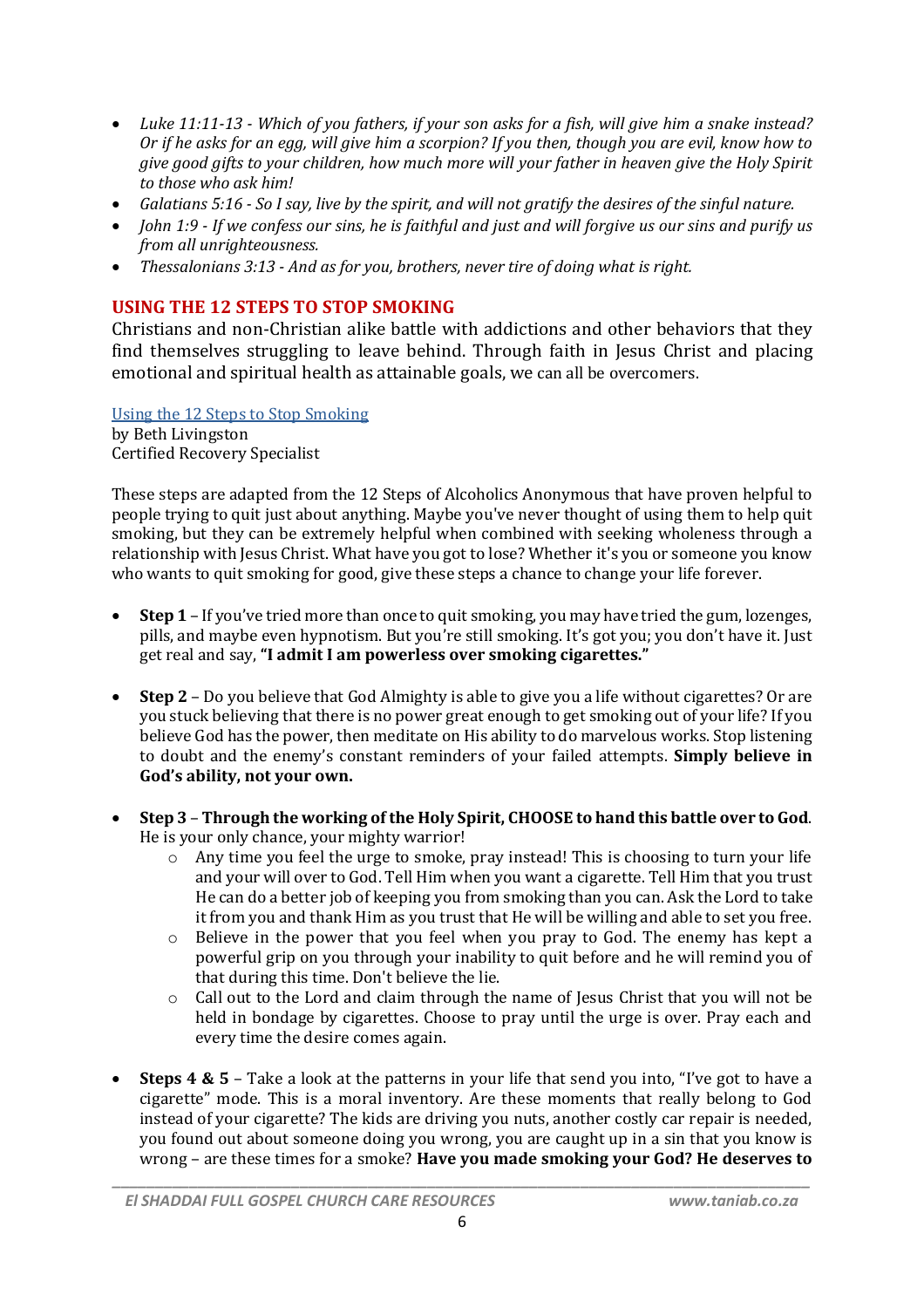- *Luke 11:11-13 - Which of you fathers, if your son asks for a fish, will give him a snake instead? Or if he asks for an egg, will give him a scorpion? If you then, though you are evil, know how to give good gifts to your children, how much more will your father in heaven give the Holy Spirit to those who ask him!*
- *Galatians 5:16 - So I say, live by the spirit, and will not gratify the desires of the sinful nature.*
- *John 1:9 - If we confess our sins, he is faithful and just and will forgive us our sins and purify us from all unrighteousness.*
- *Thessalonians 3:13 - And as for you, brothers, never tire of doing what is right.*

## USING THE 12 STEPS TO STOP SMOKING

Christians and non-Christian alike battle with addictions and other behaviors that they find themselves struggling to leave behind. Through faith in Jesus Christ and placing emotional and spiritual health as attainable goals, we can all be overcomers.

Using the 12 Steps to Stop Smoking
by Beth Livingston
Certified Recovery Specialist

These steps are adapted from the 12 Steps of Alcoholics Anonymous that have proven helpful to people trying to quit just about anything. Maybe you've never thought of using them to help quit smoking, but they can be extremely helpful when combined with seeking wholeness through a relationship with Jesus Christ. What have you got to lose? Whether it's you or someone you know who wants to quit smoking for good, give these steps a chance to change your life forever.

- **Step 1** – If you've tried more than once to quit smoking, you may have tried the gum, lozenges, pills, and maybe even hypnotism. But you're still smoking. It's got you; you don't have it. Just get real and say, **"I admit I am powerless over smoking cigarettes."**

- **Step 2** – Do you believe that God Almighty is able to give you a life without cigarettes? Or are you stuck believing that there is no power great enough to get smoking out of your life? If you believe God has the power, then meditate on His ability to do marvelous works. Stop listening to doubt and the enemy's constant reminders of your failed attempts. **Simply believe in God's ability, not your own.**

- **Step 3** – **Through the working of the Holy Spirit, CHOOSE to hand this battle over to God**. He is your only chance, your mighty warrior!
  - Any time you feel the urge to smoke, pray instead! This is choosing to turn your life and your will over to God. Tell Him when you want a cigarette. Tell Him that you trust He can do a better job of keeping you from smoking than you can. Ask the Lord to take it from you and thank Him as you trust that He will be willing and able to set you free.
  - Believe in the power that you feel when you pray to God. The enemy has kept a powerful grip on you through your inability to quit before and he will remind you of that during this time. Don't believe the lie.
  - Call out to the Lord and claim through the name of Jesus Christ that you will not be held in bondage by cigarettes. Choose to pray until the urge is over. Pray each and every time the desire comes again.

- **Steps 4 & 5** – Take a look at the patterns in your life that send you into, "I've got to have a cigarette" mode. This is a moral inventory. Are these moments that really belong to God instead of your cigarette? The kids are driving you nuts, another costly car repair is needed, you found out about someone doing you wrong, you are caught up in a sin that you know is wrong – are these times for a smoke? **Have you made smoking your God? He deserves to**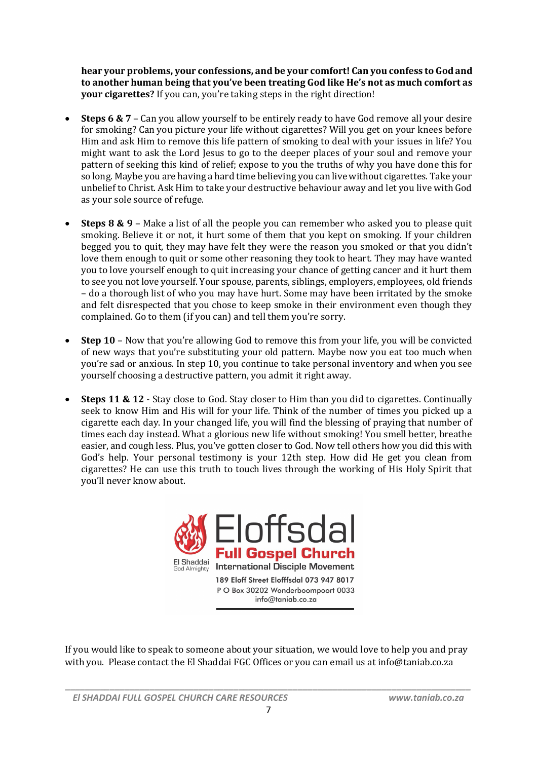**hear your problems, your confessions, and be your comfort! Can you confess to God and to another human being that you've been treating God like He's not as much comfort as your cigarettes?** If you can, you're taking steps in the right direction!

- **Steps 6 & 7** – Can you allow yourself to be entirely ready to have God remove all your desire for smoking? Can you picture your life without cigarettes? Will you get on your knees before Him and ask Him to remove this life pattern of smoking to deal with your issues in life? You might want to ask the Lord Jesus to go to the deeper places of your soul and remove your pattern of seeking this kind of relief; expose to you the truths of why you have done this for so long. Maybe you are having a hard time believing you can live without cigarettes. Take your unbelief to Christ. Ask Him to take your destructive behaviour away and let you live with God as your sole source of refuge.

- **Steps 8 & 9** – Make a list of all the people you can remember who asked you to please quit smoking. Believe it or not, it hurt some of them that you kept on smoking. If your children begged you to quit, they may have felt they were the reason you smoked or that you didn't love them enough to quit or some other reasoning they took to heart. They may have wanted you to love yourself enough to quit increasing your chance of getting cancer and it hurt them to see you not love yourself. Your spouse, parents, siblings, employers, employees, old friends – do a thorough list of who you may have hurt. Some may have been irritated by the smoke and felt disrespected that you chose to keep smoke in their environment even though they complained. Go to them (if you can) and tell them you're sorry.

- **Step 10** – Now that you're allowing God to remove this from your life, you will be convicted of new ways that you're substituting your old pattern. Maybe now you eat too much when you're sad or anxious. In step 10, you continue to take personal inventory and when you see yourself choosing a destructive pattern, you admit it right away.

- **Steps 11 & 12** - Stay close to God. Stay closer to Him than you did to cigarettes. Continually seek to know Him and His will for your life. Think of the number of times you picked up a cigarette each day. In your changed life, you will find the blessing of praying that number of times each day instead. What a glorious new life without smoking! You smell better, breathe easier, and cough less. Plus, you've gotten closer to God. Now tell others how you did this with God's help. Your personal testimony is your 12th step. How did He get you clean from cigarettes? He can use this truth to touch lives through the working of His Holy Spirit that you'll never know about.

El Shaddai
God Almighty

Eloffsdal
**Full Gospel Church**
International Disciple Movement
189 Eloff Street Elofffsdal 073 947 8017
P O Box 30202 Wonderboompoort 0033
info@taniab.co.za

If you would like to speak to someone about your situation, we would love to help you and pray with you. Please contact the El Shaddai FGC Offices or you can email us at info@taniab.co.za